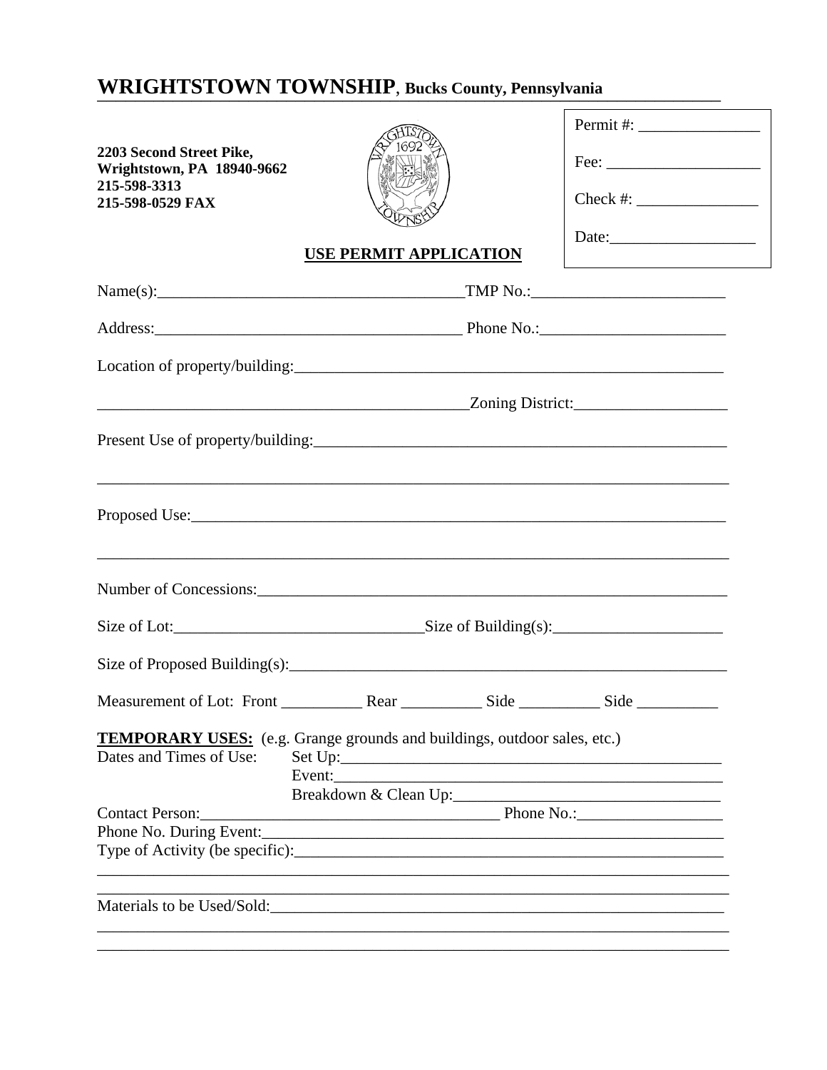# **WRIGHTSTOWN TOWNSHIP**, Bucks County, Pennsylvania

**2203 Second Street Pike,**
**Wrightstown, PA 18940-9662**
**215-598-3313**
**215-598-0529 FAX**

Permit #: _______________

Fee: ___________________

Check #: _______________

Date:__________________

## USE PERMIT APPLICATION

Name(s):_____________________________________TMP No.:________________________

Address:_____________________________________ Phone No.:_______________________

Location of property/building:_______________________________________________________

_______________________________________________Zoning District:___________________

Present Use of property/building:____________________________________________________

_____________________________________________________________________________

Proposed Use:___________________________________________________________________

_____________________________________________________________________________

Number of Concessions:__________________________________________________________

Size of Lot:______________________________Size of Building(s):_____________________

Size of Proposed Building(s):_______________________________________________________

Measurement of Lot: Front __________ Rear __________ Side __________ Side __________

**TEMPORARY USES:** (e.g. Grange grounds and buildings, outdoor sales, etc.)

Dates and Times of Use: Set Up:_________________________________________________

Event:__________________________________________________

Breakdown & Clean Up:________________________________

Contact Person:_____________________________________ Phone No.:_________________

Phone No. During Event:__________________________________________________________

Type of Activity (be specific):_______________________________________________________

_____________________________________________________________________________

_____________________________________________________________________________

Materials to be Used/Sold:_________________________________________________________

_____________________________________________________________________________

_____________________________________________________________________________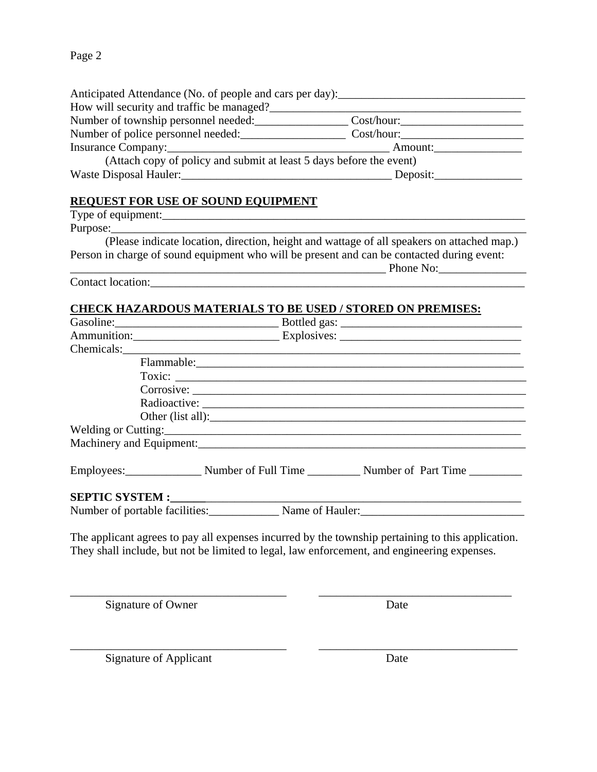Anticipated Attendance (No. of people and cars per day):________________________________

How will security and traffic be managed?___________________________________________

Number of township personnel needed:________________ Cost/hour:_____________________

Number of police personnel needed:__________________ Cost/hour:_____________________

Insurance Company:_______________________________________ Amount:_______________

(Attach copy of policy and submit at least 5 days before the event)

Waste Disposal Hauler:____________________________________ Deposit:_______________

**REQUEST FOR USE OF SOUND EQUIPMENT**

Type of equipment:___________________________________________________________________

Purpose:_____________________________________________________________________________

(Please indicate location, direction, height and wattage of all speakers on attached map.)

Person in charge of sound equipment who will be present and can be contacted during event:

__________________________________________________________ Phone No:_______________

Contact location:____________________________________________________________________

**CHECK HAZARDOUS MATERIALS TO BE USED / STORED ON PREMISES:**

Gasoline:____________________________ Bottled gas: _______________________________

Ammunition:_________________________ Explosives: _______________________________

Chemicals:__________________________________________________________________________

Flammable:_____________________________________________________________

Toxic: ________________________________________________________________

Corrosive: ____________________________________________________________

Radioactive: __________________________________________________________

Other (list all):______________________________________________________

Welding or Cutting:_________________________________________________________________

Machinery and Equipment:____________________________________________________________

Employees:_____________ Number of Full Time _________ Number of Part Time _________

**SEPTIC SYSTEM :______**___________________________________________________________

Number of portable facilities:____________ Name of Hauler:____________________________

The applicant agrees to pay all expenses incurred by the township pertaining to this application. They shall include, but not be limited to legal, law enforcement, and engineering expenses.

_____________________________________ _________________________________

Signature of Owner Date

_____________________________________ _________________________________

Signature of Applicant Date